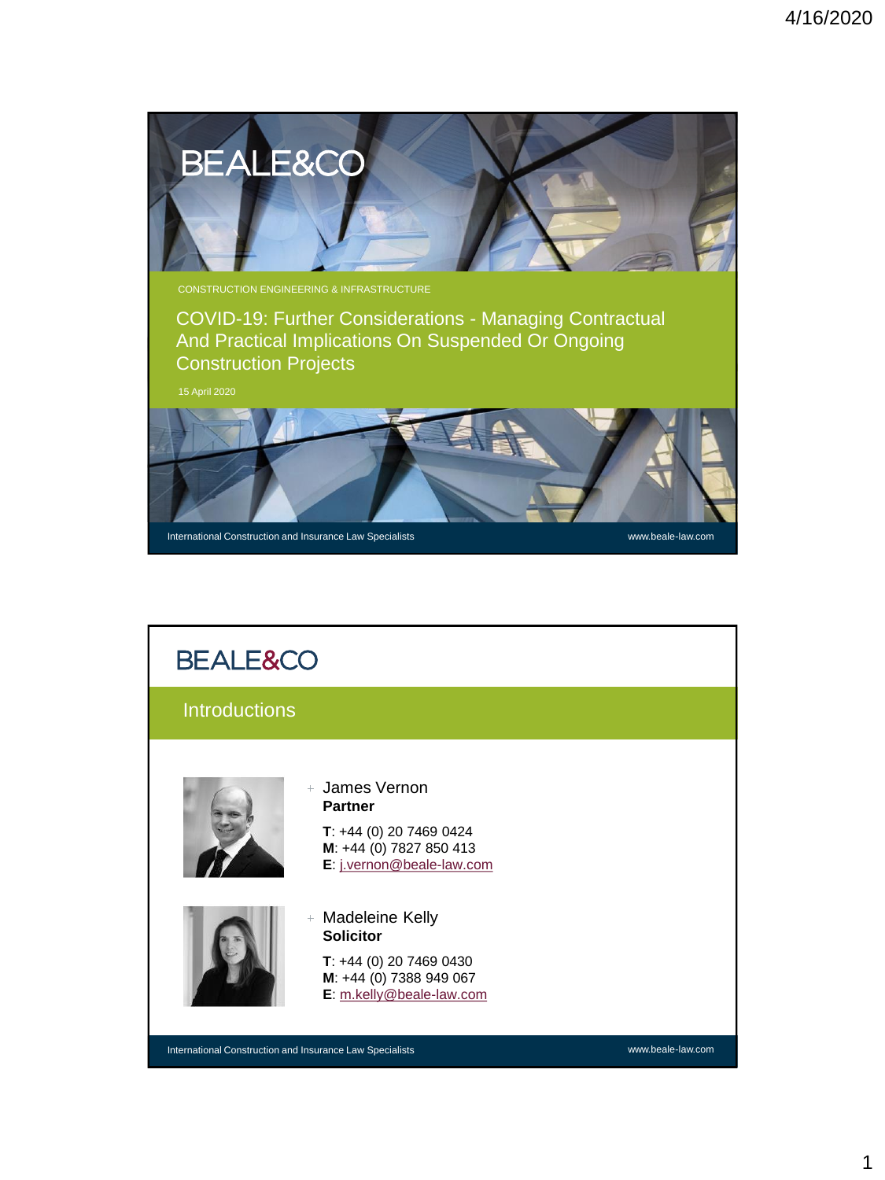# BEALE&CO

CONSTRUCTION ENGINEERING & INFRASTRUCTURE

## COVID-19: Further Considerations - Managing Contractual And Practical Implications On Suspended Or Ongoing Construction Projects

15 April 2020

International Construction and Insurance Law Specialists — www.beale-law.com

---

# BEALE&CO

## Introductions

- James Vernon
  **Partner**

  **T**: +44 (0) 20 7469 0424
  **M**: +44 (0) 7827 850 413
  **E**: j.vernon@beale-law.com

- Madeleine Kelly
  **Solicitor**

  **T**: +44 (0) 20 7469 0430
  **M**: +44 (0) 7388 949 067
  **E**: m.kelly@beale-law.com

International Construction and Insurance Law Specialists — www.beale-law.com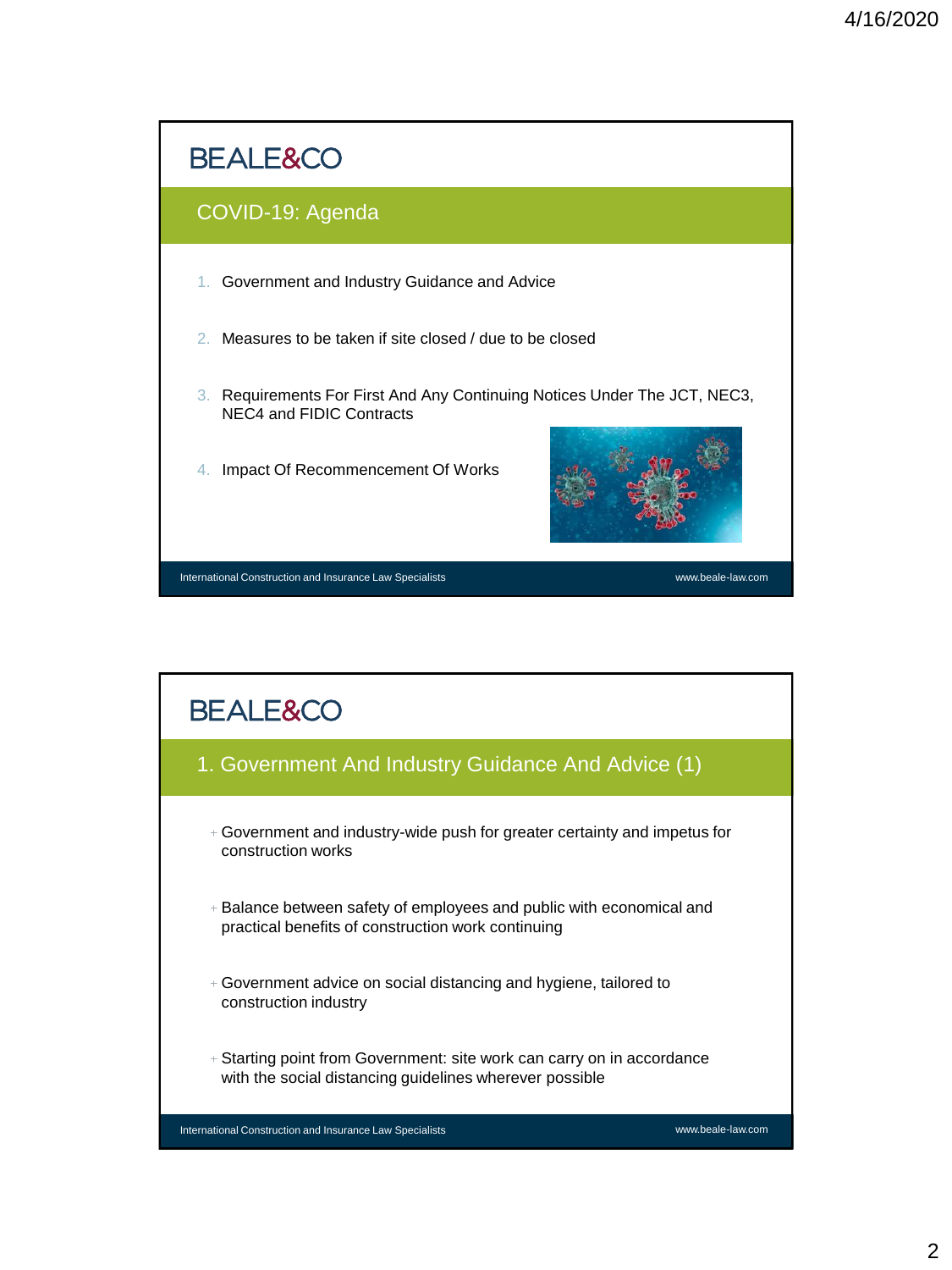## COVID-19: Agenda

1. Government and Industry Guidance and Advice
2. Measures to be taken if site closed / due to be closed
3. Requirements For First And Any Continuing Notices Under The JCT, NEC3, NEC4 and FIDIC Contracts
4. Impact Of Recommencement Of Works

## 1. Government And Industry Guidance And Advice (1)

- Government and industry-wide push for greater certainty and impetus for construction works
- Balance between safety of employees and public with economical and practical benefits of construction work continuing
- Government advice on social distancing and hygiene, tailored to construction industry
- Starting point from Government: site work can carry on in accordance with the social distancing guidelines wherever possible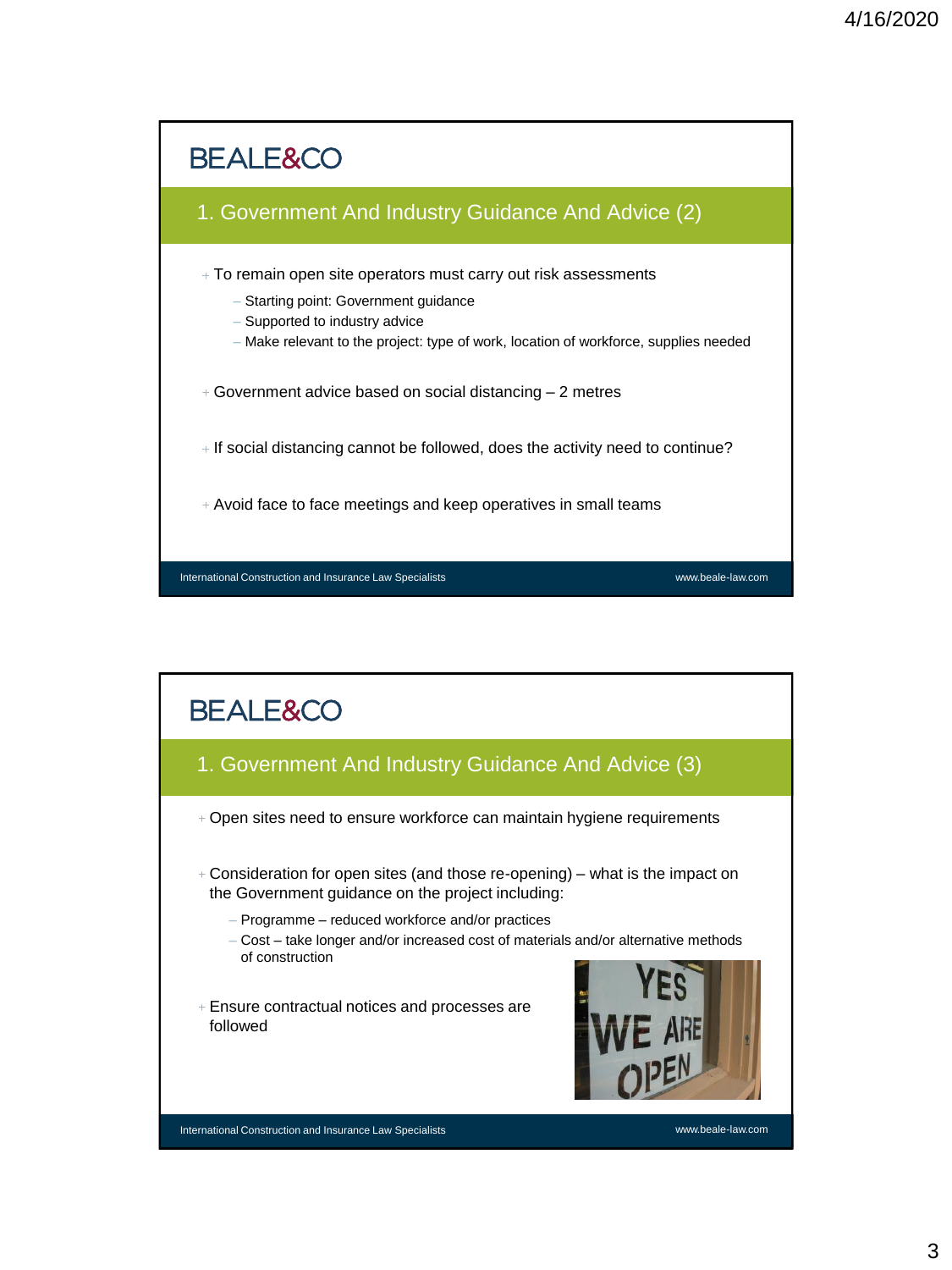## 1. Government And Industry Guidance And Advice (2)

- To remain open site operators must carry out risk assessments
  - Starting point: Government guidance
  - Supported to industry advice
  - Make relevant to the project: type of work, location of workforce, supplies needed
- Government advice based on social distancing – 2 metres
- If social distancing cannot be followed, does the activity need to continue?
- Avoid face to face meetings and keep operatives in small teams

## 1. Government And Industry Guidance And Advice (3)

- Open sites need to ensure workforce can maintain hygiene requirements
- Consideration for open sites (and those re-opening) – what is the impact on the Government guidance on the project including:
  - Programme – reduced workforce and/or practices
  - Cost – take longer and/or increased cost of materials and/or alternative methods of construction
- Ensure contractual notices and processes are followed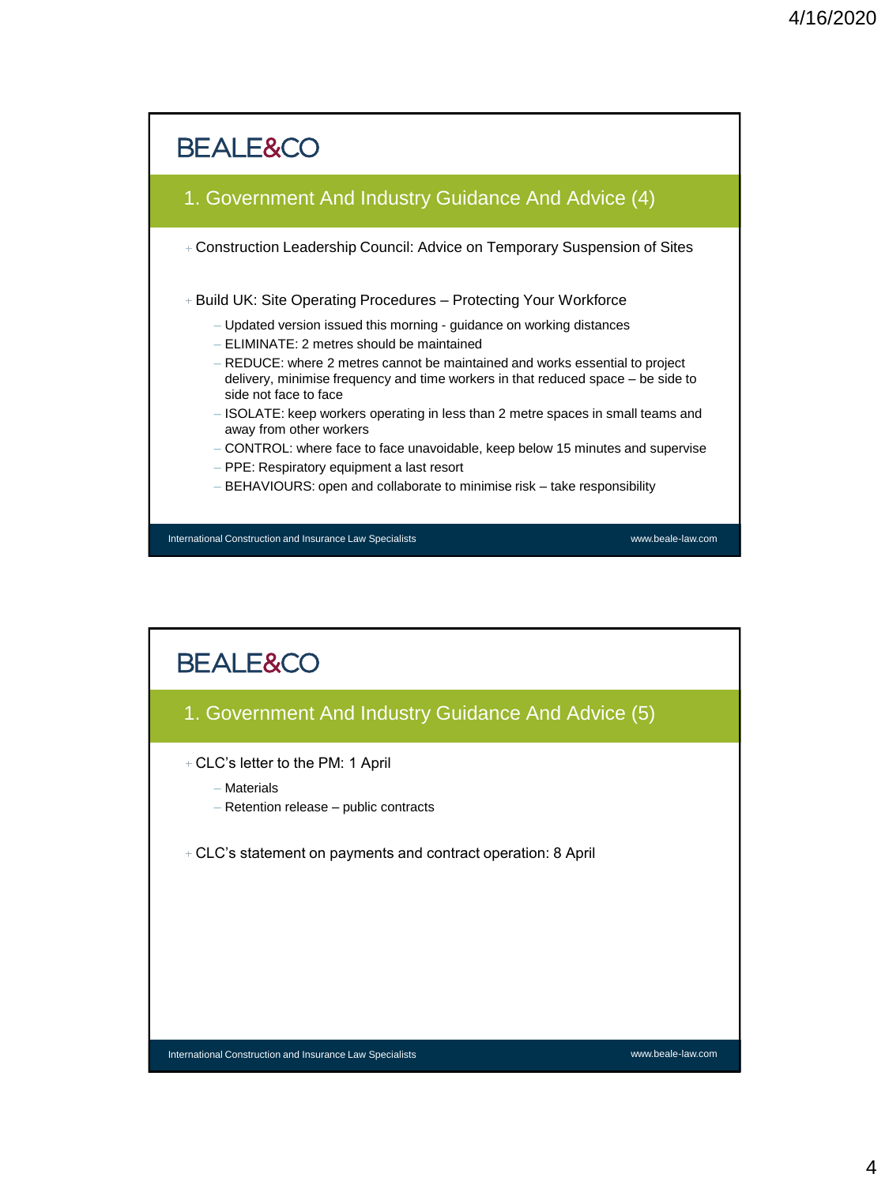## BEALE&CO

### 1. Government And Industry Guidance And Advice (4)

- Construction Leadership Council: Advice on Temporary Suspension of Sites
- Build UK: Site Operating Procedures – Protecting Your Workforce
  - Updated version issued this morning - guidance on working distances
  - ELIMINATE: 2 metres should be maintained
  - REDUCE: where 2 metres cannot be maintained and works essential to project delivery, minimise frequency and time workers in that reduced space – be side to side not face to face
  - ISOLATE: keep workers operating in less than 2 metre spaces in small teams and away from other workers
  - CONTROL: where face to face unavoidable, keep below 15 minutes and supervise
  - PPE: Respiratory equipment a last resort
  - BEHAVIOURS: open and collaborate to minimise risk – take responsibility

International Construction and Insurance Law Specialists — www.beale-law.com

## BEALE&CO

### 1. Government And Industry Guidance And Advice (5)

- CLC's letter to the PM: 1 April
  - Materials
  - Retention release – public contracts
- CLC's statement on payments and contract operation: 8 April

International Construction and Insurance Law Specialists — www.beale-law.com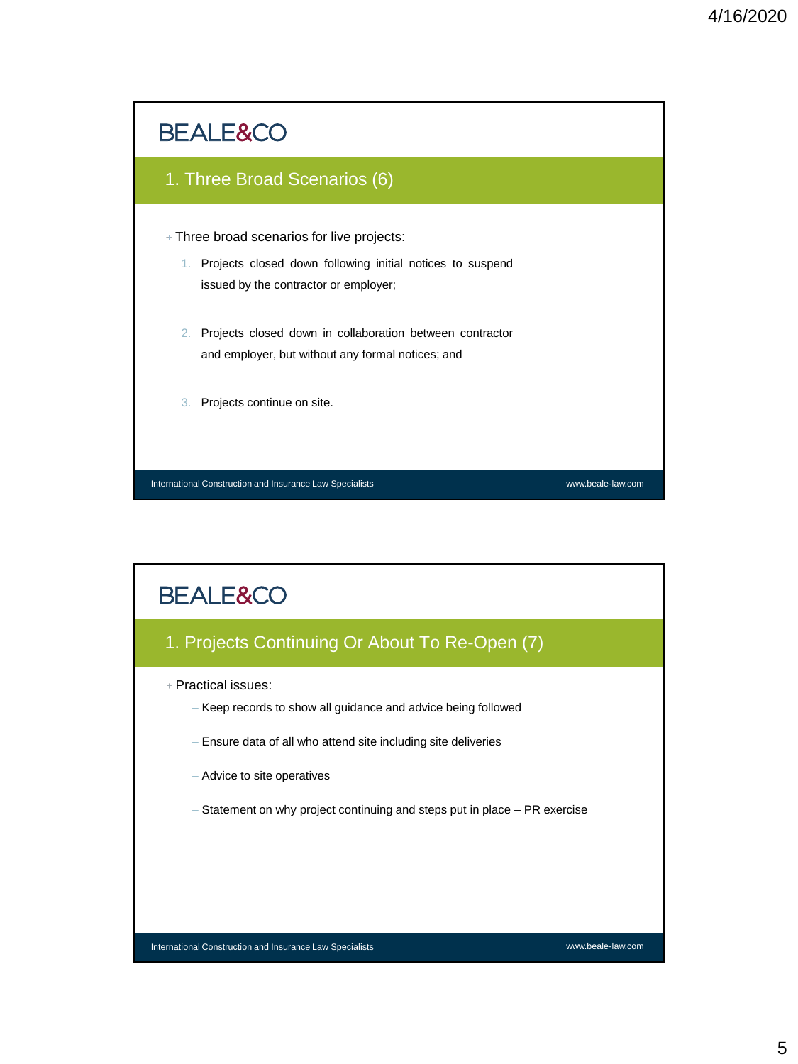BEALE&CO

## 1. Three Broad Scenarios (6)

- Three broad scenarios for live projects:
  1. Projects closed down following initial notices to suspend issued by the contractor or employer;
  2. Projects closed down in collaboration between contractor and employer, but without any formal notices; and
  3. Projects continue on site.

International Construction and Insurance Law Specialists www.beale-law.com

BEALE&CO

## 1. Projects Continuing Or About To Re-Open (7)

- Practical issues:
  - Keep records to show all guidance and advice being followed
  - Ensure data of all who attend site including site deliveries
  - Advice to site operatives
  - Statement on why project continuing and steps put in place – PR exercise

International Construction and Insurance Law Specialists www.beale-law.com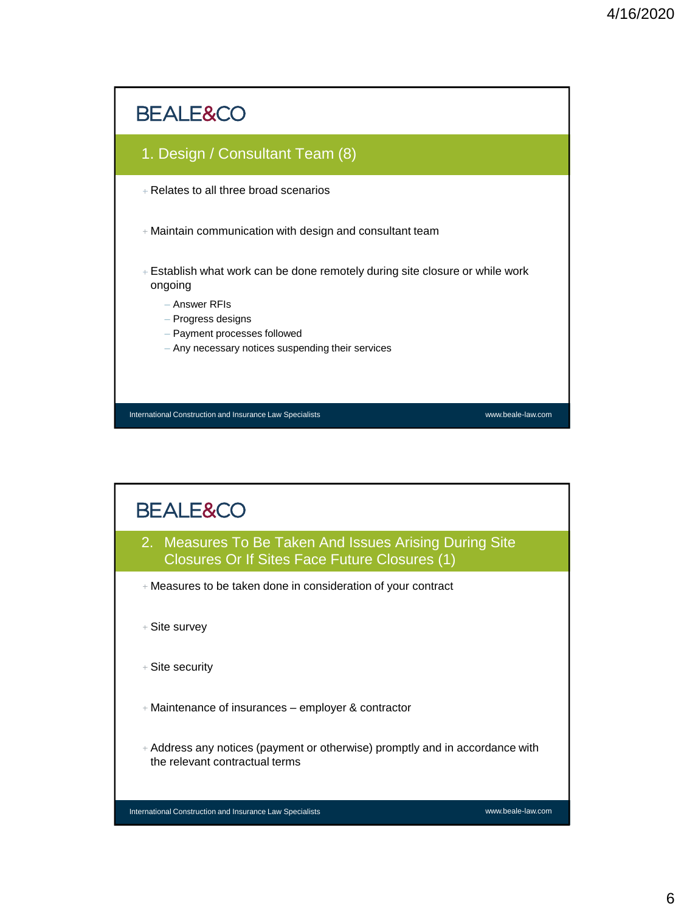## 1. Design / Consultant Team (8)

- Relates to all three broad scenarios
- Maintain communication with design and consultant team
- Establish what work can be done remotely during site closure or while work ongoing
  - Answer RFIs
  - Progress designs
  - Payment processes followed
  - Any necessary notices suspending their services

## 2. Measures To Be Taken And Issues Arising During Site Closures Or If Sites Face Future Closures (1)

- Measures to be taken done in consideration of your contract
- Site survey
- Site security
- Maintenance of insurances – employer & contractor
- Address any notices (payment or otherwise) promptly and in accordance with the relevant contractual terms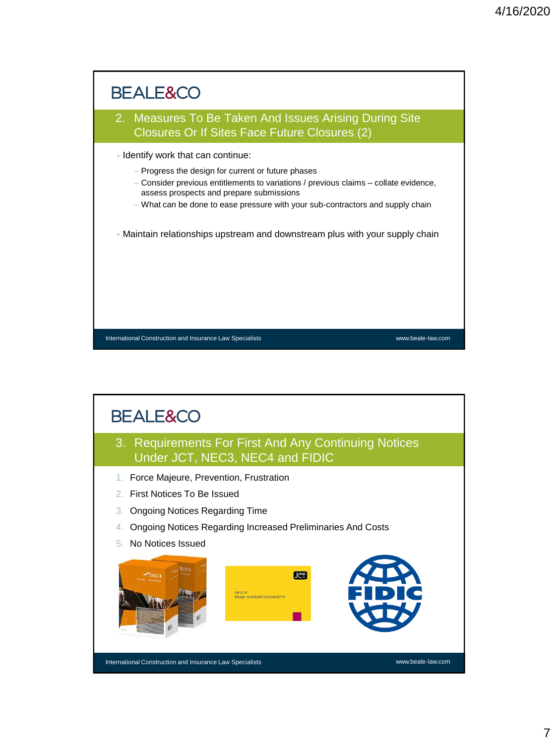## BEALE&CO

### 2. Measures To Be Taken And Issues Arising During Site Closures Or If Sites Face Future Closures (2)

- Identify work that can continue:
  - Progress the design for current or future phases
  - Consider previous entitlements to variations / previous claims – collate evidence, assess prospects and prepare submissions
  - What can be done to ease pressure with your sub-contractors and supply chain
- Maintain relationships upstream and downstream plus with your supply chain

International Construction and Insurance Law Specialists www.beale-law.com

## BEALE&CO

### 3. Requirements For First And Any Continuing Notices Under JCT, NEC3, NEC4 and FIDIC

1. Force Majeure, Prevention, Frustration
2. First Notices To Be Issued
3. Ongoing Notices Regarding Time
4. Ongoing Notices Regarding Increased Preliminaries And Costs
5. No Notices Issued

International Construction and Insurance Law Specialists www.beale-law.com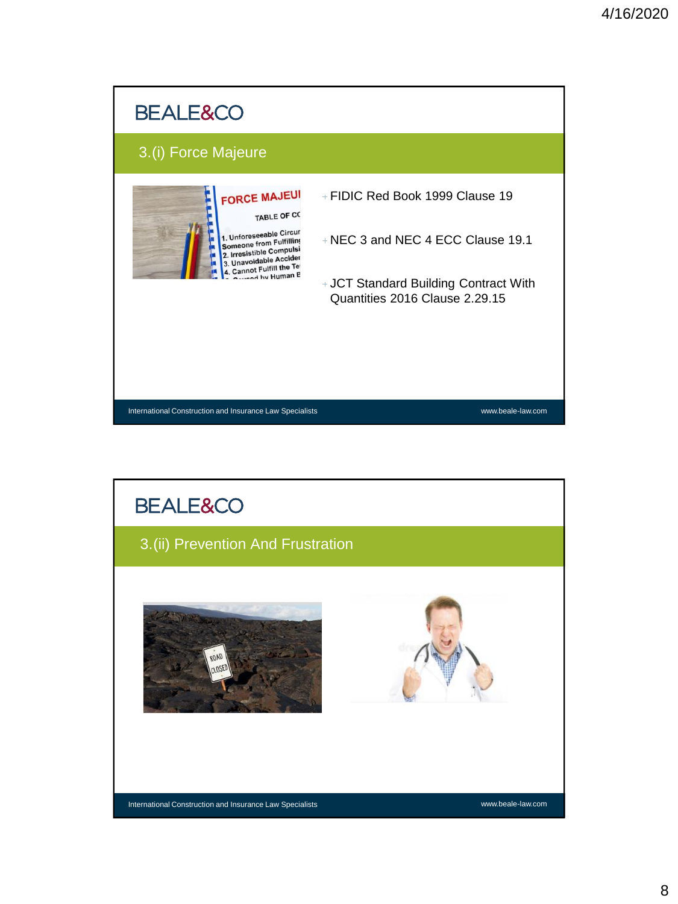## 3.(i) Force Majeure

- FIDIC Red Book 1999 Clause 19
- NEC 3 and NEC 4 ECC Clause 19.1
- JCT Standard Building Contract With Quantities 2016 Clause 2.29.15

International Construction and Insurance Law Specialists

www.beale-law.com

## 3.(ii) Prevention And Frustration

International Construction and Insurance Law Specialists

www.beale-law.com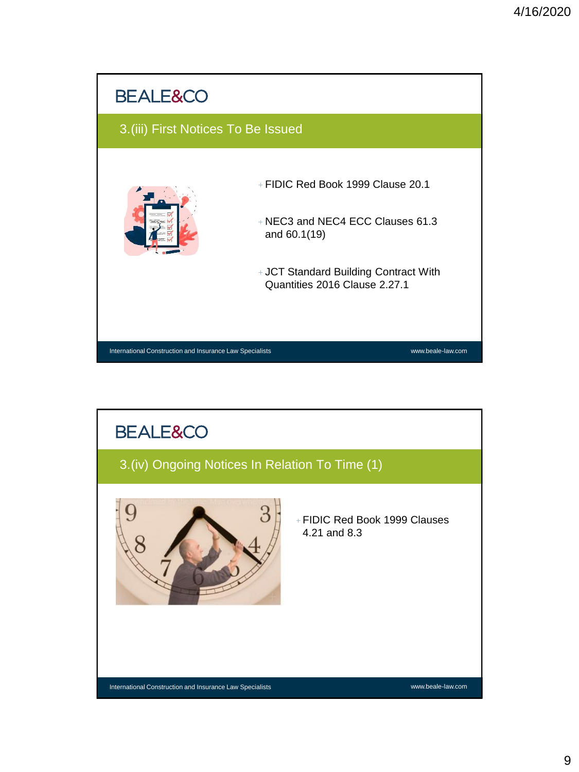## 3.(iii) First Notices To Be Issued

- FIDIC Red Book 1999 Clause 20.1
- NEC3 and NEC4 ECC Clauses 61.3 and 60.1(19)
- JCT Standard Building Contract With Quantities 2016 Clause 2.27.1

## 3.(iv) Ongoing Notices In Relation To Time (1)

- FIDIC Red Book 1999 Clauses 4.21 and 8.3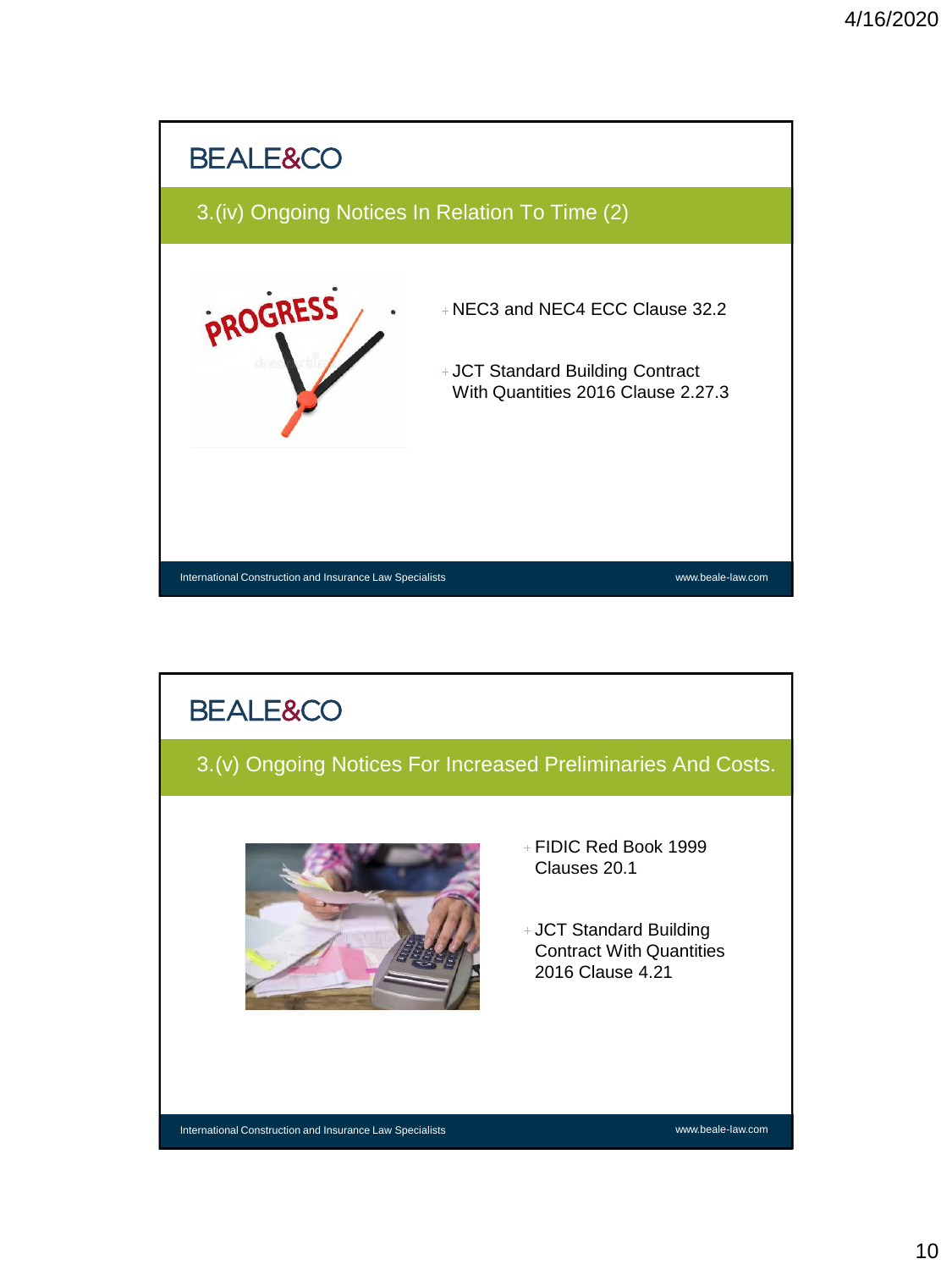## 3.(iv) Ongoing Notices In Relation To Time (2)

- NEC3 and NEC4 ECC Clause 32.2
- JCT Standard Building Contract With Quantities 2016 Clause 2.27.3

## 3.(v) Ongoing Notices For Increased Preliminaries And Costs.

- FIDIC Red Book 1999 Clauses 20.1
- JCT Standard Building Contract With Quantities 2016 Clause 4.21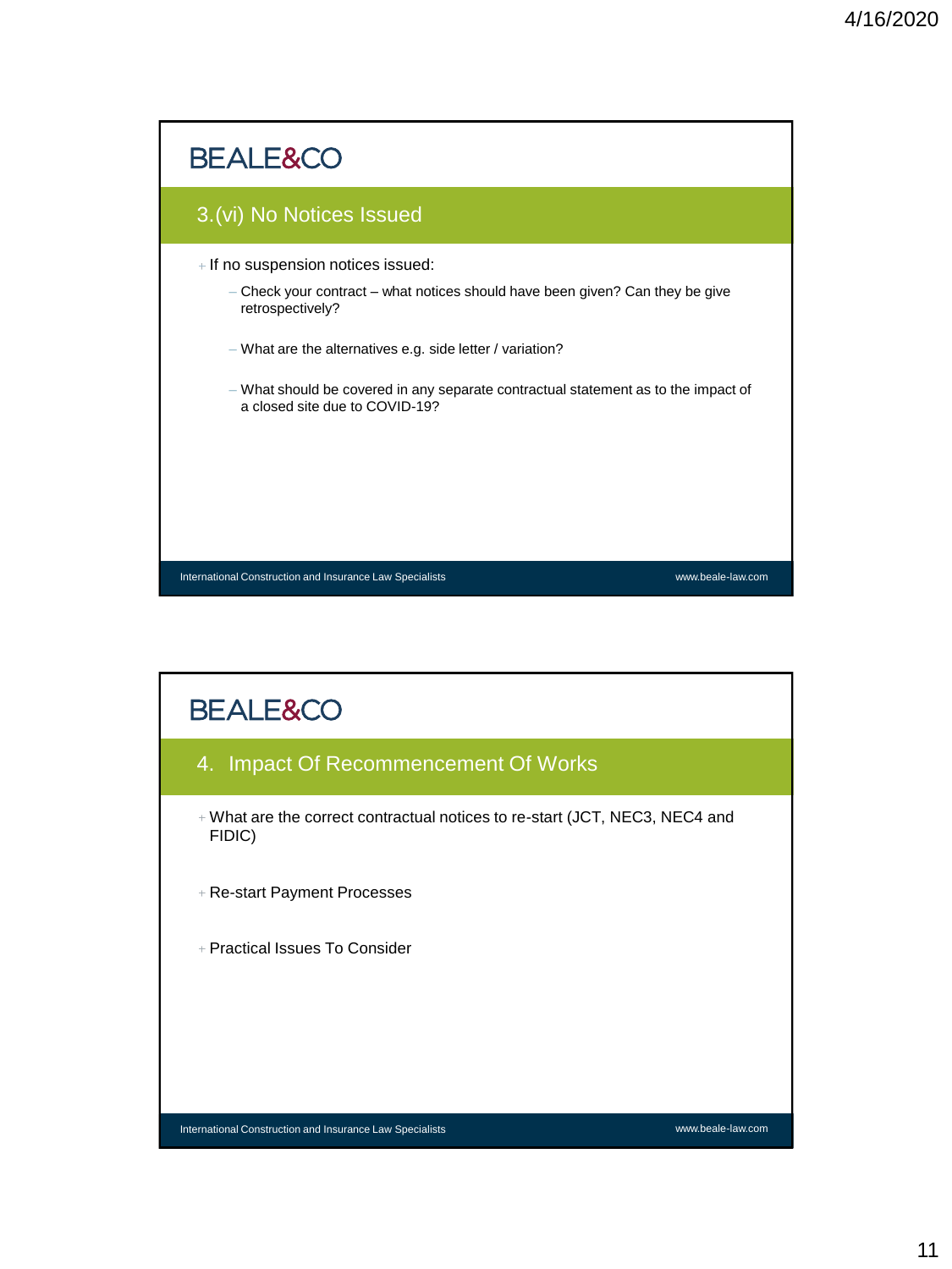## 3.(vi) No Notices Issued

- If no suspension notices issued:
  - Check your contract – what notices should have been given? Can they be give retrospectively?
  - What are the alternatives e.g. side letter / variation?
  - What should be covered in any separate contractual statement as to the impact of a closed site due to COVID-19?

## 4. Impact Of Recommencement Of Works

- What are the correct contractual notices to re-start (JCT, NEC3, NEC4 and FIDIC)
- Re-start Payment Processes
- Practical Issues To Consider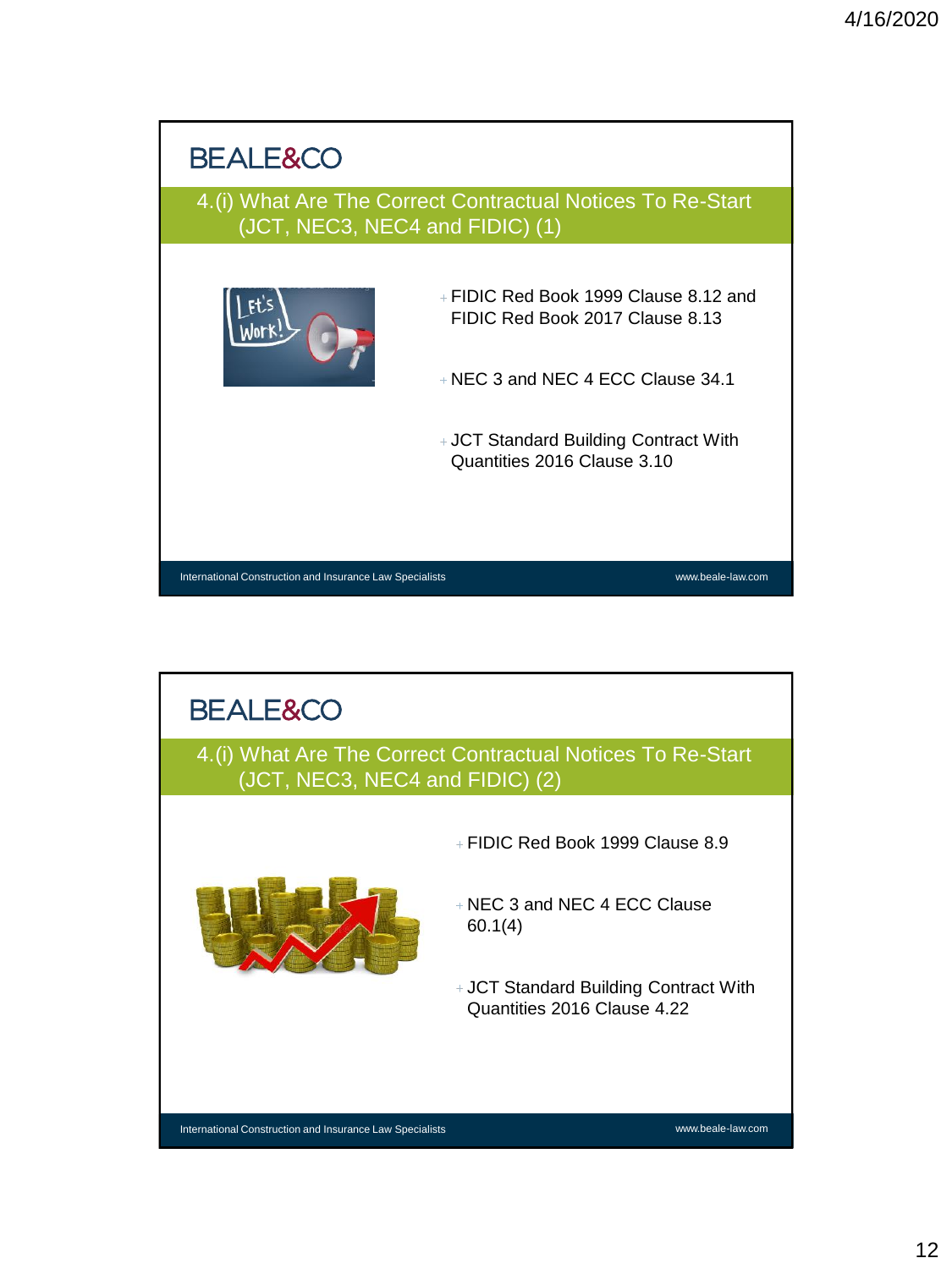## 4.(i) What Are The Correct Contractual Notices To Re-Start (JCT, NEC3, NEC4 and FIDIC) (1)

- FIDIC Red Book 1999 Clause 8.12 and FIDIC Red Book 2017 Clause 8.13
- NEC 3 and NEC 4 ECC Clause 34.1
- JCT Standard Building Contract With Quantities 2016 Clause 3.10

## 4.(i) What Are The Correct Contractual Notices To Re-Start (JCT, NEC3, NEC4 and FIDIC) (2)

- FIDIC Red Book 1999 Clause 8.9
- NEC 3 and NEC 4 ECC Clause 60.1(4)
- JCT Standard Building Contract With Quantities 2016 Clause 4.22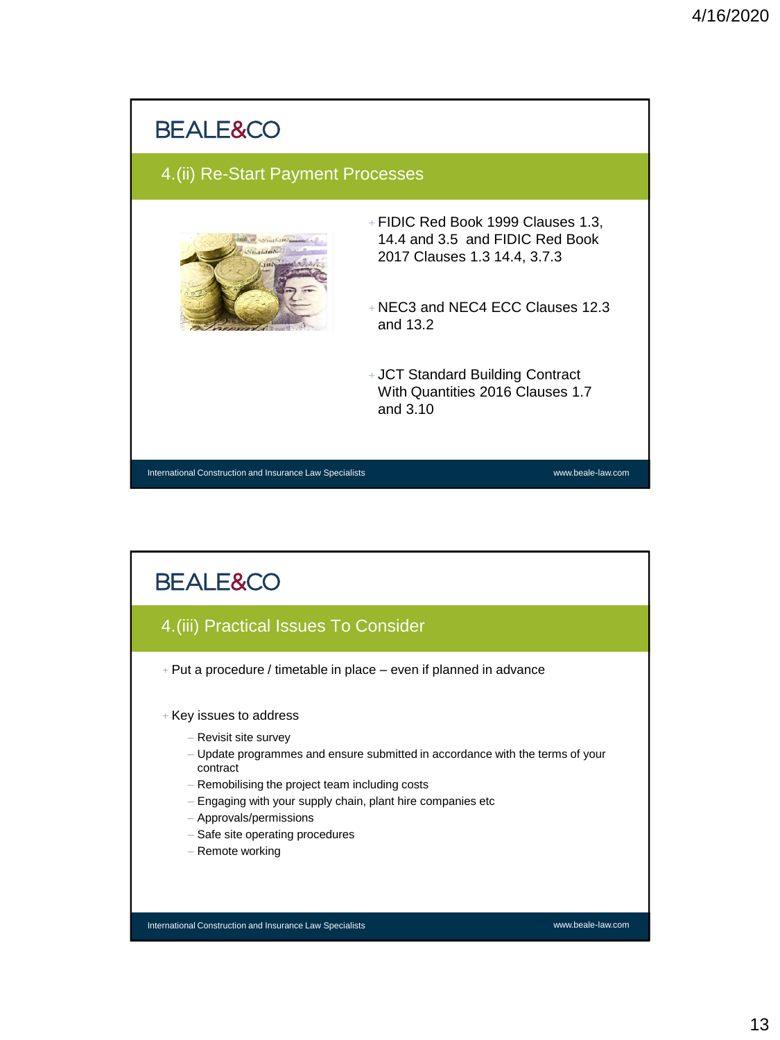BEALE&CO

## 4.(ii) Re-Start Payment Processes

- FIDIC Red Book 1999 Clauses 1.3, 14.4 and 3.5 and FIDIC Red Book 2017 Clauses 1.3 14.4, 3.7.3
- NEC3 and NEC4 ECC Clauses 12.3 and 13.2
- JCT Standard Building Contract With Quantities 2016 Clauses 1.7 and 3.10

International Construction and Insurance Law Specialists www.beale-law.com

BEALE&CO

## 4.(iii) Practical Issues To Consider

- Put a procedure / timetable in place – even if planned in advance
- Key issues to address
  - Revisit site survey
  - Update programmes and ensure submitted in accordance with the terms of your contract
  - Remobilising the project team including costs
  - Engaging with your supply chain, plant hire companies etc
  - Approvals/permissions
  - Safe site operating procedures
  - Remote working

International Construction and Insurance Law Specialists www.beale-law.com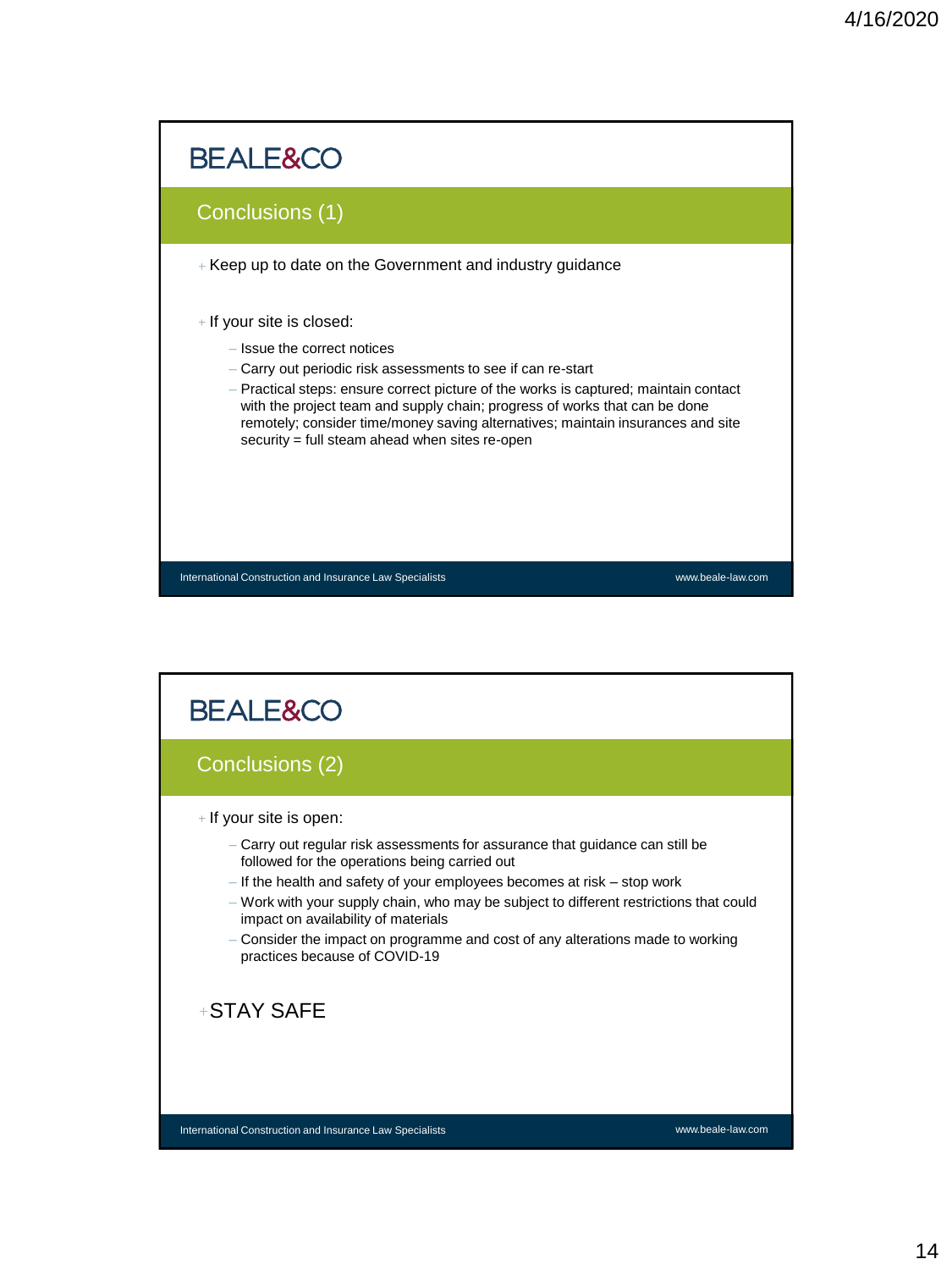## Conclusions (1)

- Keep up to date on the Government and industry guidance

- If your site is closed:
  - Issue the correct notices
  - Carry out periodic risk assessments to see if can re-start
  - Practical steps: ensure correct picture of the works is captured; maintain contact with the project team and supply chain; progress of works that can be done remotely; consider time/money saving alternatives; maintain insurances and site security = full steam ahead when sites re-open

## Conclusions (2)

- If your site is open:
  - Carry out regular risk assessments for assurance that guidance can still be followed for the operations being carried out
  - If the health and safety of your employees becomes at risk – stop work
  - Work with your supply chain, who may be subject to different restrictions that could impact on availability of materials
  - Consider the impact on programme and cost of any alterations made to working practices because of COVID-19

- STAY SAFE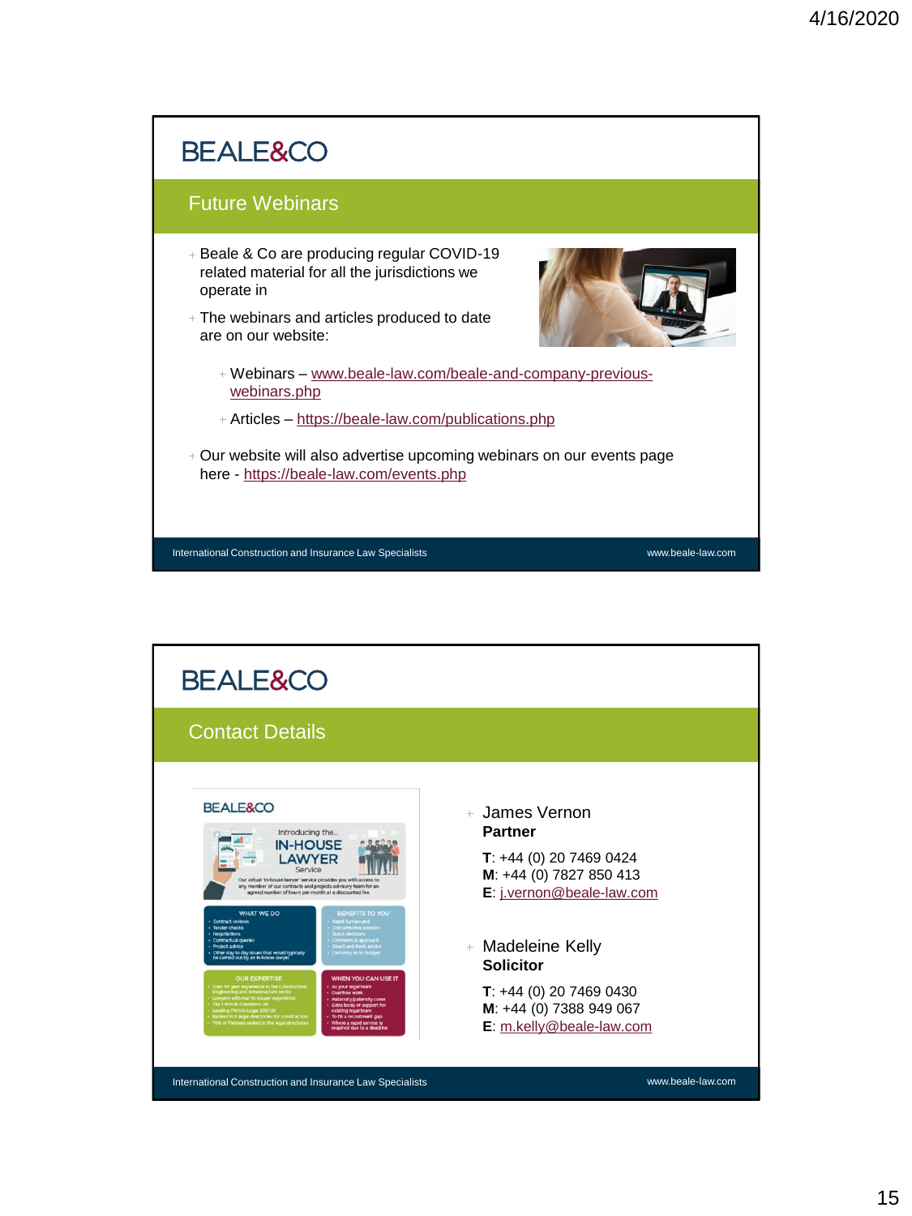## BEALE&CO

### Future Webinars

- Beale & Co are producing regular COVID-19 related material for all the jurisdictions we operate in
- The webinars and articles produced to date are on our website:
  - Webinars – www.beale-law.com/beale-and-company-previous-webinars.php
  - Articles – https://beale-law.com/publications.php
- Our website will also advertise upcoming webinars on our events page here - https://beale-law.com/events.php

International Construction and Insurance Law Specialists www.beale-law.com

## BEALE&CO

### Contact Details

- James Vernon
  **Partner**

  **T**: +44 (0) 20 7469 0424
  **M**: +44 (0) 7827 850 413
  **E**: j.vernon@beale-law.com

- Madeleine Kelly
  **Solicitor**

  **T**: +44 (0) 20 7469 0430
  **M**: +44 (0) 7388 949 067
  **E**: m.kelly@beale-law.com

International Construction and Insurance Law Specialists www.beale-law.com